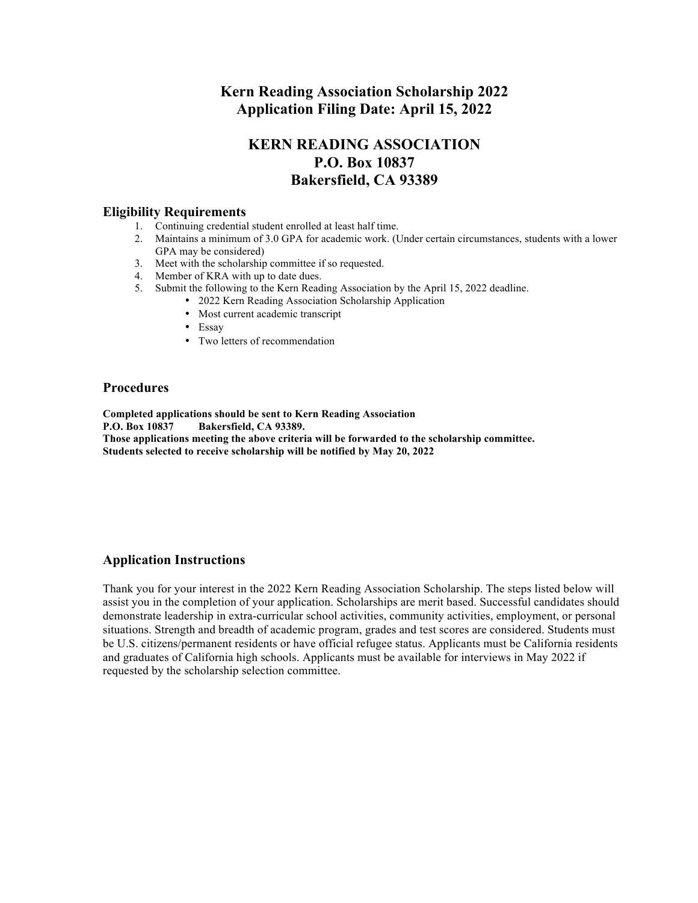# Kern Reading Association Scholarship 2022
# Application Filing Date: April 15, 2022

## KERN READING ASSOCIATION
## P.O. Box 10837
## Bakersfield, CA 93389

### Eligibility Requirements

1. Continuing credential student enrolled at least half time.
2. Maintains a minimum of 3.0 GPA for academic work. (Under certain circumstances, students with a lower GPA may be considered)
3. Meet with the scholarship committee if so requested.
4. Member of KRA with up to date dues.
5. Submit the following to the Kern Reading Association by the April 15, 2022 deadline.
   - 2022 Kern Reading Association Scholarship Application
   - Most current academic transcript
   - Essay
   - Two letters of recommendation

### Procedures

**Completed applications should be sent to Kern Reading Association**
**P.O. Box 10837 Bakersfield, CA 93389.**
**Those applications meeting the above criteria will be forwarded to the scholarship committee.**
**Students selected to receive scholarship will be notified by May 20, 2022**

### Application Instructions

Thank you for your interest in the 2022 Kern Reading Association Scholarship. The steps listed below will assist you in the completion of your application. Scholarships are merit based. Successful candidates should demonstrate leadership in extra-curricular school activities, community activities, employment, or personal situations. Strength and breadth of academic program, grades and test scores are considered. Students must be U.S. citizens/permanent residents or have official refugee status. Applicants must be California residents and graduates of California high schools. Applicants must be available for interviews in May 2022 if requested by the scholarship selection committee.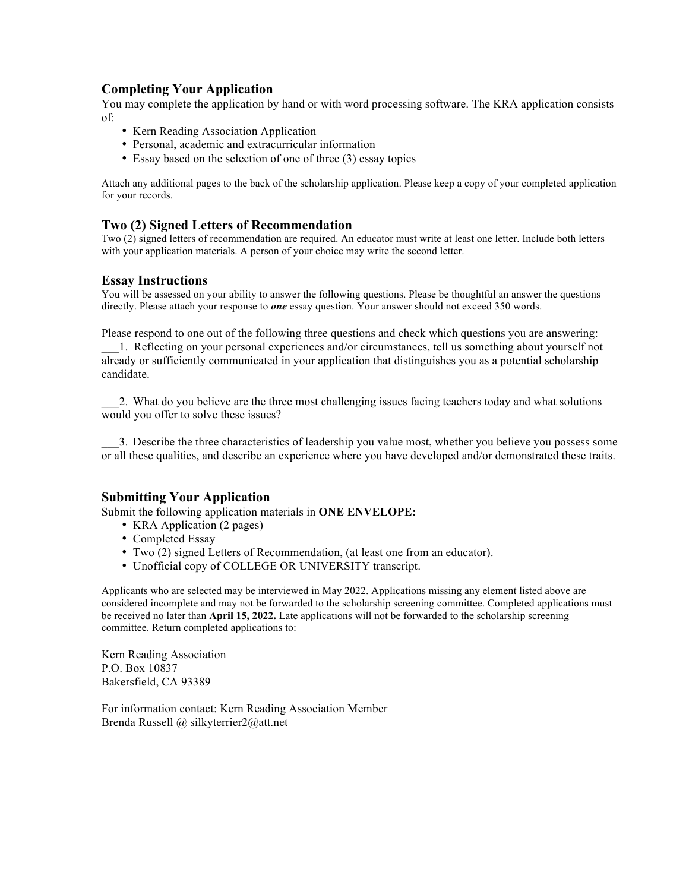## Completing Your Application

You may complete the application by hand or with word processing software. The KRA application consists of:

- Kern Reading Association Application
- Personal, academic and extracurricular information
- Essay based on the selection of one of three (3) essay topics

Attach any additional pages to the back of the scholarship application. Please keep a copy of your completed application for your records.

## Two (2) Signed Letters of Recommendation

Two (2) signed letters of recommendation are required. An educator must write at least one letter. Include both letters with your application materials. A person of your choice may write the second letter.

## Essay Instructions

You will be assessed on your ability to answer the following questions. Please be thoughtful an answer the questions directly. Please attach your response to ***one*** essay question. Your answer should not exceed 350 words.

Please respond to one out of the following three questions and check which questions you are answering:

___1. Reflecting on your personal experiences and/or circumstances, tell us something about yourself not already or sufficiently communicated in your application that distinguishes you as a potential scholarship candidate.

___2. What do you believe are the three most challenging issues facing teachers today and what solutions would you offer to solve these issues?

___3. Describe the three characteristics of leadership you value most, whether you believe you possess some or all these qualities, and describe an experience where you have developed and/or demonstrated these traits.

## Submitting Your Application

Submit the following application materials in **ONE ENVELOPE:**

- KRA Application (2 pages)
- Completed Essay
- Two (2) signed Letters of Recommendation, (at least one from an educator).
- Unofficial copy of COLLEGE OR UNIVERSITY transcript.

Applicants who are selected may be interviewed in May 2022. Applications missing any element listed above are considered incomplete and may not be forwarded to the scholarship screening committee. Completed applications must be received no later than **April 15, 2022.** Late applications will not be forwarded to the scholarship screening committee. Return completed applications to:

Kern Reading Association
P.O. Box 10837
Bakersfield, CA 93389

For information contact: Kern Reading Association Member
Brenda Russell @ silkyterrier2@att.net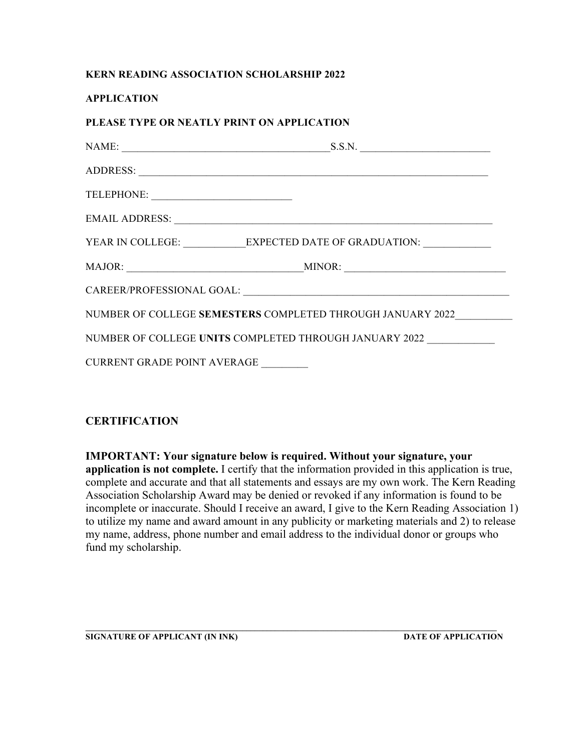**KERN READING ASSOCIATION SCHOLARSHIP 2022**

**APPLICATION**

**PLEASE TYPE OR NEATLY PRINT ON APPLICATION**

NAME: ________________________________________S.S.N. _________________________

ADDRESS: ____________________________________________________________________

TELEPHONE: ___________________________

EMAIL ADDRESS: ______________________________________________________________

YEAR IN COLLEGE: ____________EXPECTED DATE OF GRADUATION: _____________

MAJOR: _________________________________MINOR: ______________________________

CAREER/PROFESSIONAL GOAL: ____________________________________________________

NUMBER OF COLLEGE **SEMESTERS** COMPLETED THROUGH JANUARY 2022__________

NUMBER OF COLLEGE **UNITS** COMPLETED THROUGH JANUARY 2022 _____________

CURRENT GRADE POINT AVERAGE _________

## CERTIFICATION

**IMPORTANT: Your signature below is required. Without your signature, your application is not complete.** I certify that the information provided in this application is true, complete and accurate and that all statements and essays are my own work. The Kern Reading Association Scholarship Award may be denied or revoked if any information is found to be incomplete or inaccurate. Should I receive an award, I give to the Kern Reading Association 1) to utilize my name and award amount in any publicity or marketing materials and 2) to release my name, address, phone number and email address to the individual donor or groups who fund my scholarship.

______________________________________________________________________________

**SIGNATURE OF APPLICANT (IN INK)** **DATE OF APPLICATION**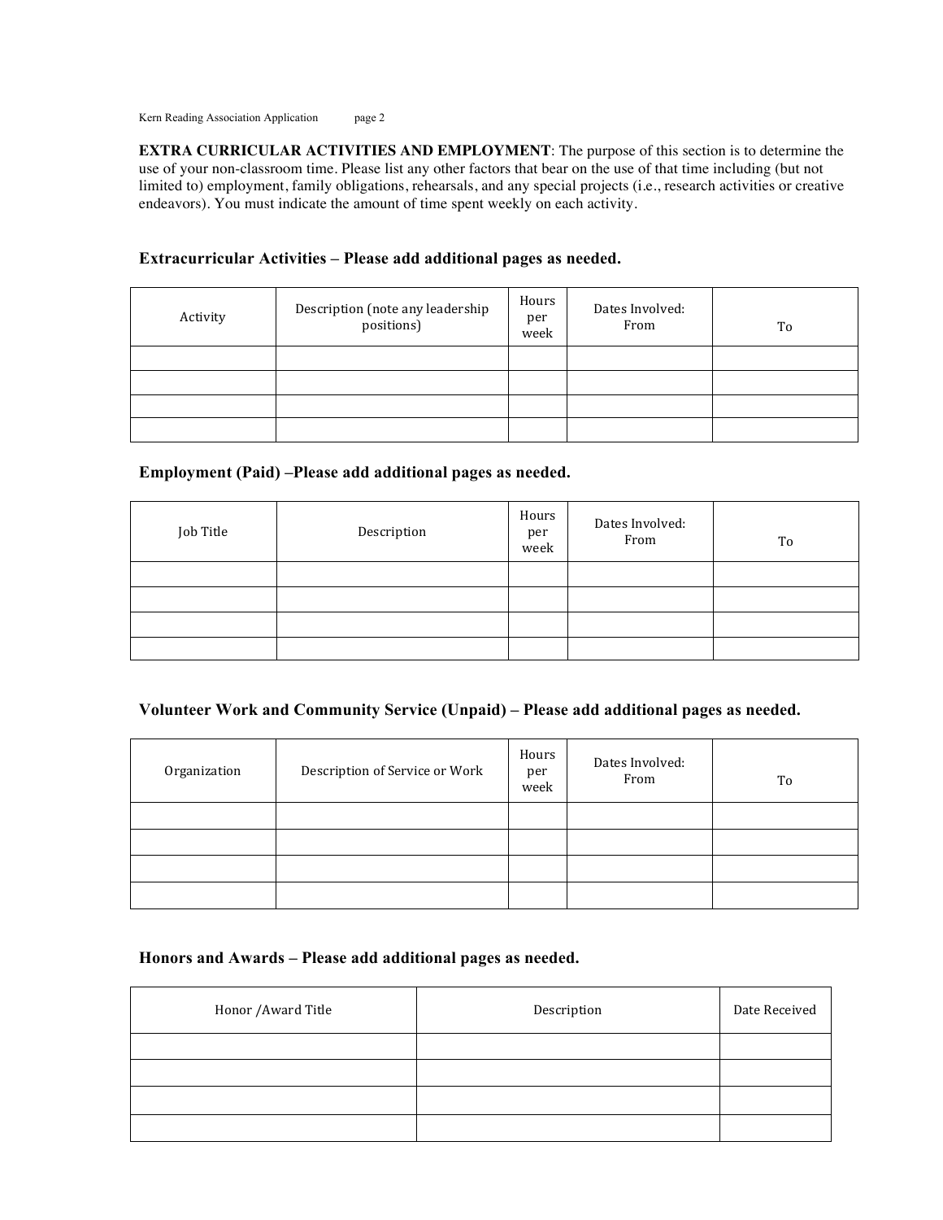**EXTRA CURRICULAR ACTIVITIES AND EMPLOYMENT**: The purpose of this section is to determine the use of your non-classroom time. Please list any other factors that bear on the use of that time including (but not limited to) employment, family obligations, rehearsals, and any special projects (i.e., research activities or creative endeavors). You must indicate the amount of time spent weekly on each activity.

### Extracurricular Activities – Please add additional pages as needed.

| Activity | Description (note any leadership positions) | Hours per week | Dates Involved: From | To |
|---|---|---|---|---|
| | | | | |
| | | | | |
| | | | | |
| | | | | |

### Employment (Paid) –Please add additional pages as needed.

| Job Title | Description | Hours per week | Dates Involved: From | To |
|---|---|---|---|---|
| | | | | |
| | | | | |
| | | | | |
| | | | | |

### Volunteer Work and Community Service (Unpaid) – Please add additional pages as needed.

| Organization | Description of Service or Work | Hours per week | Dates Involved: From | To |
|---|---|---|---|---|
| | | | | |
| | | | | |
| | | | | |
| | | | | |

### Honors and Awards – Please add additional pages as needed.

| Honor /Award Title | Description | Date Received |
|---|---|---|
| | | |
| | | |
| | | |
| | | |